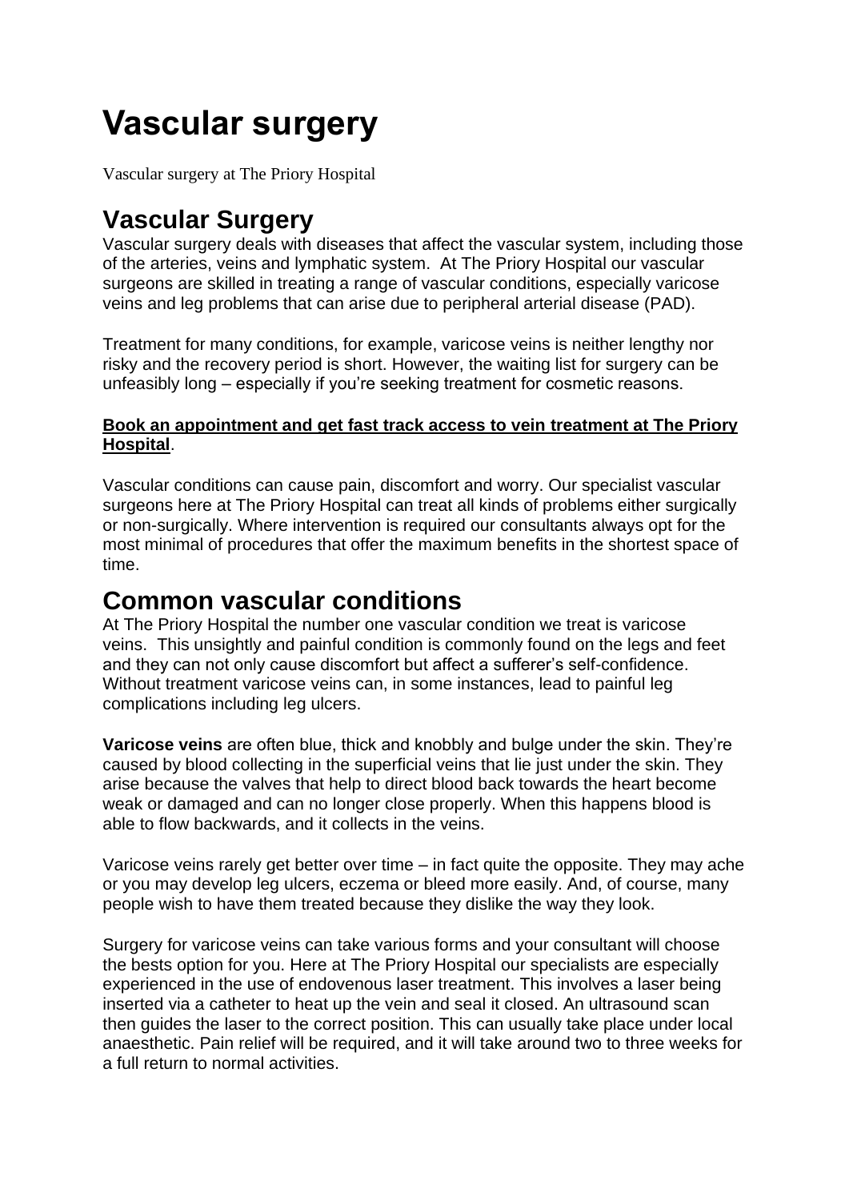# Vascular surgery

Vascular surgery at The Priory Hospital

## Vascular Surgery

Vascular surgery deals with diseases that affect the vascular system, including those of the arteries, veins and lymphatic system. At The Priory Hospital our vascular surgeons are skilled in treating a range of vascular conditions, especially varicose veins and leg problems that can arise due to peripheral arterial disease (PAD).

Treatment for many conditions, for example, varicose veins is neither lengthy nor risky and the recovery period is short. However, the waiting list for surgery can be unfeasibly long – especially if you're seeking treatment for cosmetic reasons.

**Book an appointment and get fast track access to vein treatment at The Priory Hospital**.

Vascular conditions can cause pain, discomfort and worry. Our specialist vascular surgeons here at The Priory Hospital can treat all kinds of problems either surgically or non-surgically. Where intervention is required our consultants always opt for the most minimal of procedures that offer the maximum benefits in the shortest space of time.

## Common vascular conditions

At The Priory Hospital the number one vascular condition we treat is varicose veins. This unsightly and painful condition is commonly found on the legs and feet and they can not only cause discomfort but affect a sufferer's self-confidence. Without treatment varicose veins can, in some instances, lead to painful leg complications including leg ulcers.

**Varicose veins** are often blue, thick and knobbly and bulge under the skin. They're caused by blood collecting in the superficial veins that lie just under the skin. They arise because the valves that help to direct blood back towards the heart become weak or damaged and can no longer close properly. When this happens blood is able to flow backwards, and it collects in the veins.

Varicose veins rarely get better over time – in fact quite the opposite. They may ache or you may develop leg ulcers, eczema or bleed more easily. And, of course, many people wish to have them treated because they dislike the way they look.

Surgery for varicose veins can take various forms and your consultant will choose the bests option for you. Here at The Priory Hospital our specialists are especially experienced in the use of endovenous laser treatment. This involves a laser being inserted via a catheter to heat up the vein and seal it closed. An ultrasound scan then guides the laser to the correct position. This can usually take place under local anaesthetic. Pain relief will be required, and it will take around two to three weeks for a full return to normal activities.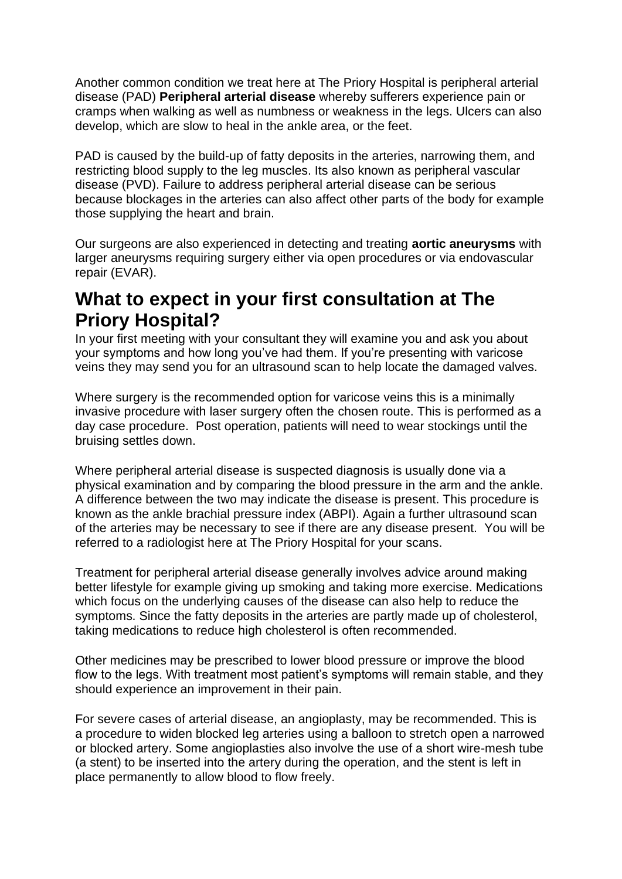Another common condition we treat here at The Priory Hospital is peripheral arterial disease (PAD) **Peripheral arterial disease** whereby sufferers experience pain or cramps when walking as well as numbness or weakness in the legs. Ulcers can also develop, which are slow to heal in the ankle area, or the feet.

PAD is caused by the build-up of fatty deposits in the arteries, narrowing them, and restricting blood supply to the leg muscles. Its also known as peripheral vascular disease (PVD). Failure to address peripheral arterial disease can be serious because blockages in the arteries can also affect other parts of the body for example those supplying the heart and brain.

Our surgeons are also experienced in detecting and treating **aortic aneurysms** with larger aneurysms requiring surgery either via open procedures or via endovascular repair (EVAR).

## What to expect in your first consultation at The Priory Hospital?

In your first meeting with your consultant they will examine you and ask you about your symptoms and how long you've had them. If you're presenting with varicose veins they may send you for an ultrasound scan to help locate the damaged valves.

Where surgery is the recommended option for varicose veins this is a minimally invasive procedure with laser surgery often the chosen route. This is performed as a day case procedure. Post operation, patients will need to wear stockings until the bruising settles down.

Where peripheral arterial disease is suspected diagnosis is usually done via a physical examination and by comparing the blood pressure in the arm and the ankle. A difference between the two may indicate the disease is present. This procedure is known as the ankle brachial pressure index (ABPI). Again a further ultrasound scan of the arteries may be necessary to see if there are any disease present. You will be referred to a radiologist here at The Priory Hospital for your scans.

Treatment for peripheral arterial disease generally involves advice around making better lifestyle for example giving up smoking and taking more exercise. Medications which focus on the underlying causes of the disease can also help to reduce the symptoms. Since the fatty deposits in the arteries are partly made up of cholesterol, taking medications to reduce high cholesterol is often recommended.

Other medicines may be prescribed to lower blood pressure or improve the blood flow to the legs. With treatment most patient's symptoms will remain stable, and they should experience an improvement in their pain.

For severe cases of arterial disease, an angioplasty, may be recommended. This is a procedure to widen blocked leg arteries using a balloon to stretch open a narrowed or blocked artery. Some angioplasties also involve the use of a short wire-mesh tube (a stent) to be inserted into the artery during the operation, and the stent is left in place permanently to allow blood to flow freely.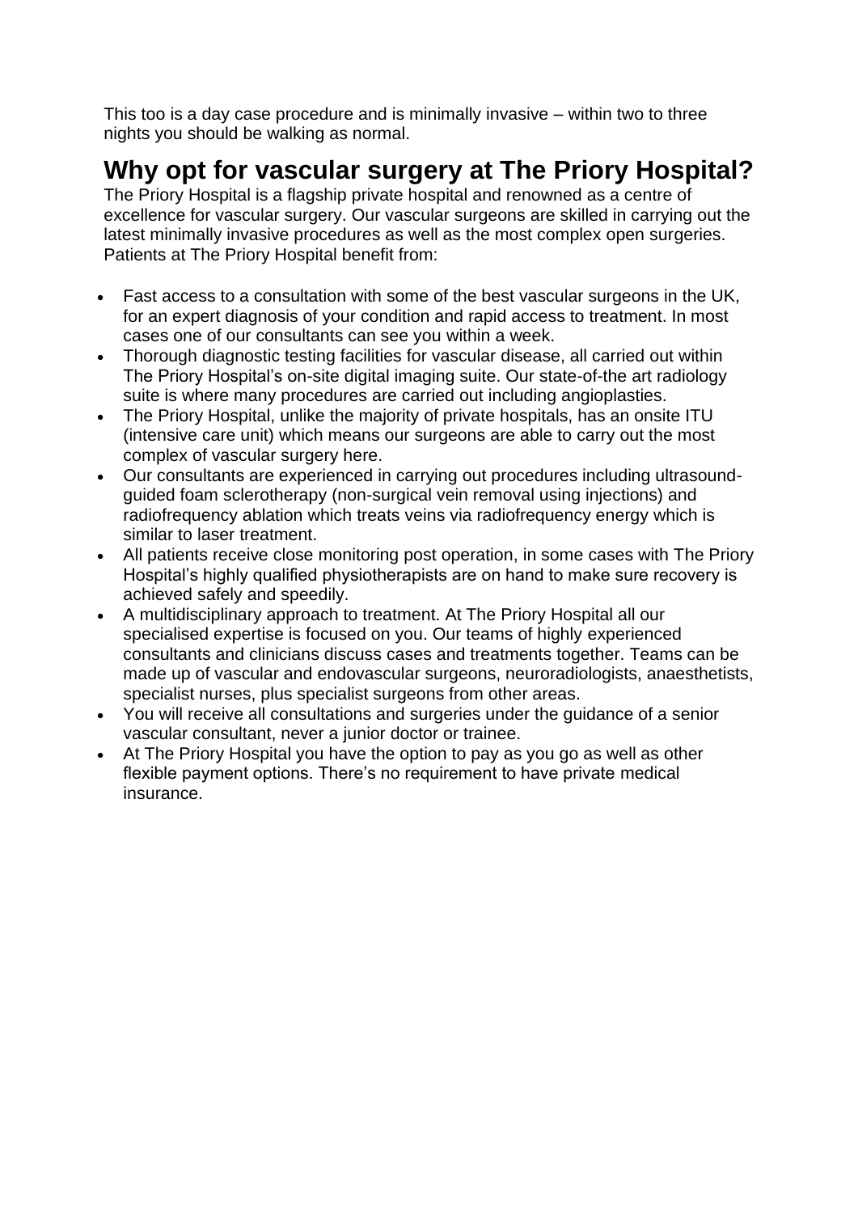This too is a day case procedure and is minimally invasive – within two to three nights you should be walking as normal.

## Why opt for vascular surgery at The Priory Hospital?

The Priory Hospital is a flagship private hospital and renowned as a centre of excellence for vascular surgery. Our vascular surgeons are skilled in carrying out the latest minimally invasive procedures as well as the most complex open surgeries. Patients at The Priory Hospital benefit from:

- Fast access to a consultation with some of the best vascular surgeons in the UK, for an expert diagnosis of your condition and rapid access to treatment. In most cases one of our consultants can see you within a week.
- Thorough diagnostic testing facilities for vascular disease, all carried out within The Priory Hospital's on-site digital imaging suite. Our state-of-the art radiology suite is where many procedures are carried out including angioplasties.
- The Priory Hospital, unlike the majority of private hospitals, has an onsite ITU (intensive care unit) which means our surgeons are able to carry out the most complex of vascular surgery here.
- Our consultants are experienced in carrying out procedures including ultrasound-guided foam sclerotherapy (non-surgical vein removal using injections) and radiofrequency ablation which treats veins via radiofrequency energy which is similar to laser treatment.
- All patients receive close monitoring post operation, in some cases with The Priory Hospital's highly qualified physiotherapists are on hand to make sure recovery is achieved safely and speedily.
- A multidisciplinary approach to treatment. At The Priory Hospital all our specialised expertise is focused on you. Our teams of highly experienced consultants and clinicians discuss cases and treatments together. Teams can be made up of vascular and endovascular surgeons, neuroradiologists, anaesthetists, specialist nurses, plus specialist surgeons from other areas.
- You will receive all consultations and surgeries under the guidance of a senior vascular consultant, never a junior doctor or trainee.
- At The Priory Hospital you have the option to pay as you go as well as other flexible payment options. There's no requirement to have private medical insurance.